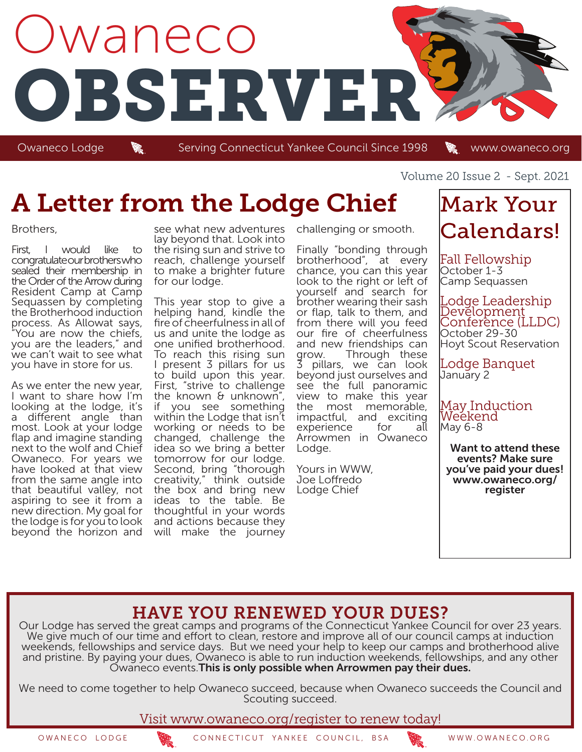# Owaneco OBSERVER

Owaneco Lodge | Serving Connecticut Yankee Council Since 1998 | www.owaneco.org

Volume 20 Issue 2 - Sept. 2021

## A Letter from the Lodge Chief

Brothers,

First, I would like to congratulate our brothers who sealed their membership in the Order of the Arrow during Resident Camp at Camp Sequassen by completing the Brotherhood induction process. As Allowat says, "You are now the chiefs, you are the leaders," and we can't wait to see what you have in store for us.

As we enter the new year, I want to share how I'm looking at the lodge, it's a different angle than most. Look at your lodge flap and imagine standing next to the wolf and Chief Owaneco. For years we have looked at that view from the same angle into that beautiful valley, not aspiring to see it from a new direction. My goal for the lodge is for you to look beyond the horizon and see what new adventures lay beyond that. Look into the rising sun and strive to reach, challenge yourself to make a brighter future for our lodge.

This year stop to give a helping hand, kindle the fire of cheerfulness in all of us and unite the lodge as one unified brotherhood. To reach this rising sun I present 3 pillars for us to build upon this year. First, "strive to challenge the known & unknown", if you see something within the Lodge that isn't working or needs to be changed, challenge the idea so we bring a better tomorrow for our lodge. Second, bring "thorough creativity," think outside the box and bring new ideas to the table. Be thoughtful in your words and actions because they will make the journey challenging or smooth.

Finally "bonding through brotherhood", at every chance, you can this year look to the right or left of yourself and search for brother wearing their sash or flap, talk to them, and from there will you feed our fire of cheerfulness and new friendships can grow. Through these 3 pillars, we can look beyond just ourselves and see the full panoramic view to make this year the most memorable, impactful, and exciting experience for all Arrowmen in Owaneco Lodge.

Yours in WWW,
Joe Loffredo
Lodge Chief

## Mark Your Calendars!

**Fall Fellowship**
October 1-3
Camp Sequassen

**Lodge Leadership Development Conference (LLDC)**
October 29-30
Hoyt Scout Reservation

**Lodge Banquet**
January 2

**May Induction Weekend**
May 6-8

**Want to attend these events? Make sure you've paid your dues! www.owaneco.org/register**

## HAVE YOU RENEWED YOUR DUES?

Our Lodge has served the great camps and programs of the Connecticut Yankee Council for over 23 years. We give much of our time and effort to clean, restore and improve all of our council camps at induction weekends, fellowships and service days. But we need your help to keep our camps and brotherhood alive and pristine. By paying your dues, Owaneco is able to run induction weekends, fellowships, and any other Owaneco events. **This is only possible when Arrowmen pay their dues.**

We need to come together to help Owaneco succeed, because when Owaneco succeeds the Council and Scouting succeed.

Visit www.owaneco.org/register to renew today!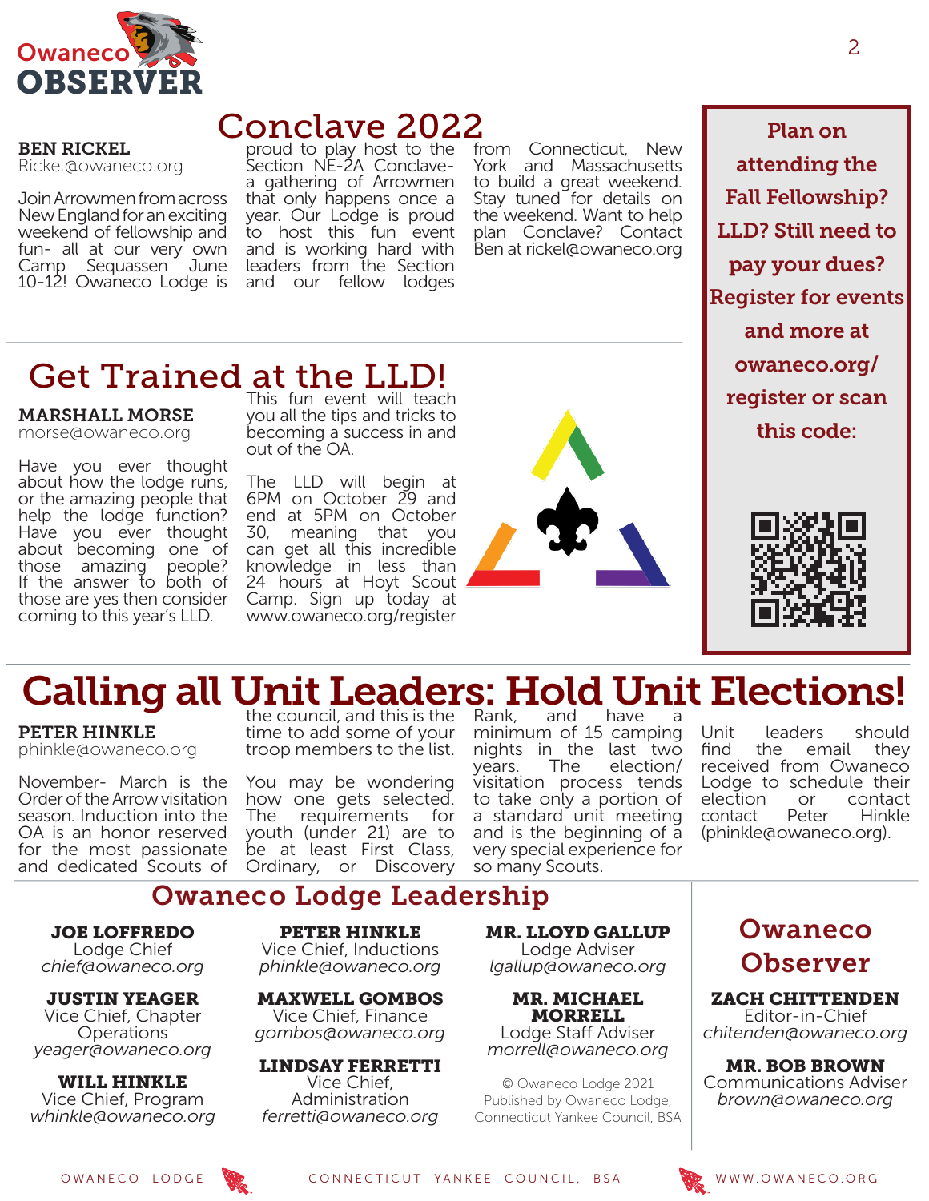# Conclave 2022

**BEN RICKEL**
Rickel@owaneco.org

Join Arrowmen from across New England for an exciting weekend of fellowship and fun- all at our very own Camp Sequassen June 10-12! Owaneco Lodge is proud to play host to the Section NE-2A Conclave- a gathering of Arrowmen that only happens once a year. Our Lodge is proud to host this fun event and is working hard with leaders from the Section and our fellow lodges from Connecticut, New York and Massachusetts to build a great weekend. Stay tuned for details on the weekend. Want to help plan Conclave? Contact Ben at rickel@owaneco.org

**Plan on attending the Fall Fellowship? LLD? Still need to pay your dues? Register for events and more at owaneco.org/register or scan this code:**

# Get Trained at the LLD!

**MARSHALL MORSE**
morse@owaneco.org

Have you ever thought about how the lodge runs, or the amazing people that help the lodge function? Have you ever thought about becoming one of those amazing people? If the answer to both of those are yes then consider coming to this year's LLD. This fun event will teach you all the tips and tricks to becoming a success in and out of the OA.

The LLD will begin at 6PM on October 29 and end at 5PM on October 30, meaning that you can get all this incredible knowledge in less than 24 hours at Hoyt Scout Camp. Sign up today at www.owaneco.org/register

# Calling all Unit Leaders: Hold Unit Elections!

**PETER HINKLE**
phinkle@owaneco.org

November- March is the Order of the Arrow visitation season. Induction into the OA is an honor reserved for the most passionate and dedicated Scouts of the council, and this is the time to add some of your troop members to the list.

You may be wondering how one gets selected. The requirements for youth (under 21) are to be at least First Class, Ordinary, or Discovery Rank, and have a minimum of 15 camping nights in the last two years. The election/visitation process tends to take only a portion of a standard unit meeting and is the beginning of a very special experience for so many Scouts.

Unit leaders should find the email they received from Owaneco Lodge to schedule their election or contact contact Peter Hinkle (phinkle@owaneco.org).

## Owaneco Lodge Leadership

**JOE LOFFREDO**
Lodge Chief
*chief@owaneco.org*

**JUSTIN YEAGER**
Vice Chief, Chapter Operations
*yeager@owaneco.org*

**WILL HINKLE**
Vice Chief, Program
*whinkle@owaneco.org*

**PETER HINKLE**
Vice Chief, Inductions
*phinkle@owaneco.org*

**MAXWELL GOMBOS**
Vice Chief, Finance
*gombos@owaneco.org*

**LINDSAY FERRETTI**
Vice Chief, Administration
*ferretti@owaneco.org*

**MR. LLOYD GALLUP**
Lodge Adviser
*lgallup@owaneco.org*

**MR. MICHAEL MORRELL**
Lodge Staff Adviser
*morrell@owaneco.org*

© Owaneco Lodge 2021
Published by Owaneco Lodge, Connecticut Yankee Council, BSA

## Owaneco Observer

**ZACH CHITTENDEN**
Editor-in-Chief
*chitenden@owaneco.org*

**MR. BOB BROWN**
Communications Adviser
*brown@owaneco.org*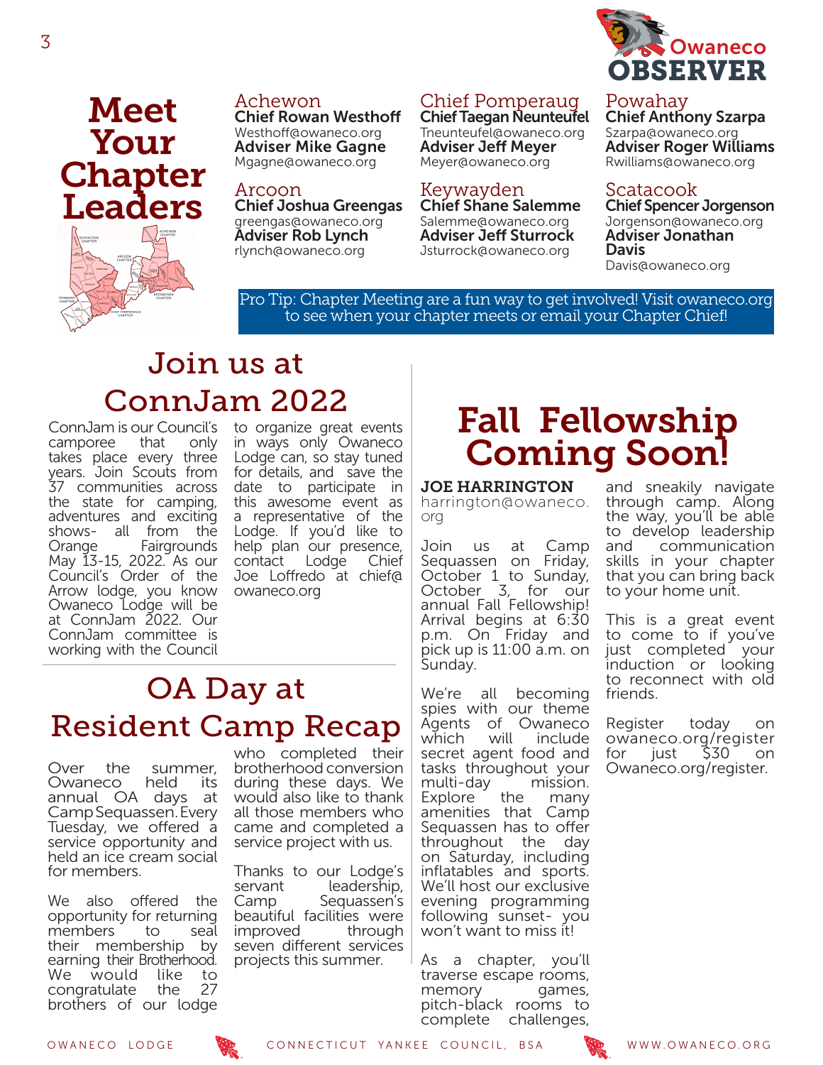# Meet Your Chapter Leaders

### Achewon
**Chief Rowan Westhoff**
Westhoff@owaneco.org
**Adviser Mike Gagne**
Mgagne@owaneco.org

### Arcoon
**Chief Joshua Greengas**
greengas@owaneco.org
**Adviser Rob Lynch**
rlynch@owaneco.org

### Chief Pomperaug
**Chief Taegan Neunteufel**
Tneunteufel@owaneco.org
**Adviser Jeff Meyer**
Meyer@owaneco.org

### Keywayden
**Chief Shane Salemme**
Salemme@owaneco.org
**Adviser Jeff Sturrock**
Jsturrock@owaneco.org

### Powahay
**Chief Anthony Szarpa**
Szarpa@owaneco.org
**Adviser Roger Williams**
Rwilliams@owaneco.org

### Scatacook
**Chief Spencer Jorgenson**
Jorgenson@owaneco.org
**Adviser Jonathan Davis**
Davis@owaneco.org

Pro Tip: Chapter Meeting are a fun way to get involved! Visit owaneco.org to see when your chapter meets or email your Chapter Chief!

## Join us at ConnJam 2022

ConnJam is our Council's camporee that only takes place every three years. Join Scouts from 37 communities across the state for camping, adventures and exciting shows- all from the Orange Fairgrounds May 13-15, 2022. As our Council's Order of the Arrow lodge, you know Owaneco Lodge will be at ConnJam 2022. Our ConnJam committee is working with the Council to organize great events in ways only Owaneco Lodge can, so stay tuned for details, and save the date to participate in this awesome event as a representative of the Lodge. If you'd like to help plan our presence, contact Lodge Chief Joe Loffredo at chief@owaneco.org

## OA Day at Resident Camp Recap

Over the summer, Owaneco held its annual OA days at Camp Sequassen. Every Tuesday, we offered a service opportunity and held an ice cream social for members.

We also offered the opportunity for returning members to seal their membership by earning their Brotherhood. We would like to congratulate the 27 brothers of our lodge who completed their brotherhood conversion during these days. We would also like to thank all those members who came and completed a service project with us.

Thanks to our Lodge's servant leadership, Camp Sequassen's beautiful facilities were improved through seven different services projects this summer.

# Fall Fellowship Coming Soon!

**JOE HARRINGTON**
harrington@owaneco.org

Join us at Camp Sequassen on Friday, October 1 to Sunday, October 3, for our annual Fall Fellowship! Arrival begins at 6:30 p.m. On Friday and pick up is 11:00 a.m. on Sunday.

We're all becoming spies with our theme Agents of Owaneco which will include secret agent food and tasks throughout your multi-day mission. Explore the many amenities that Camp Sequassen has to offer throughout the day on Saturday, including inflatables and sports. We'll host our exclusive evening programming following sunset- you won't want to miss it!

As a chapter, you'll traverse escape rooms, memory games, pitch-black rooms to complete challenges, and sneakily navigate through camp. Along the way, you'll be able to develop leadership and communication skills in your chapter that you can bring back to your home unit.

This is a great event to come to if you've just completed your induction or looking to reconnect with old friends.

Register today on owaneco.org/register for just $30 on Owaneco.org/register.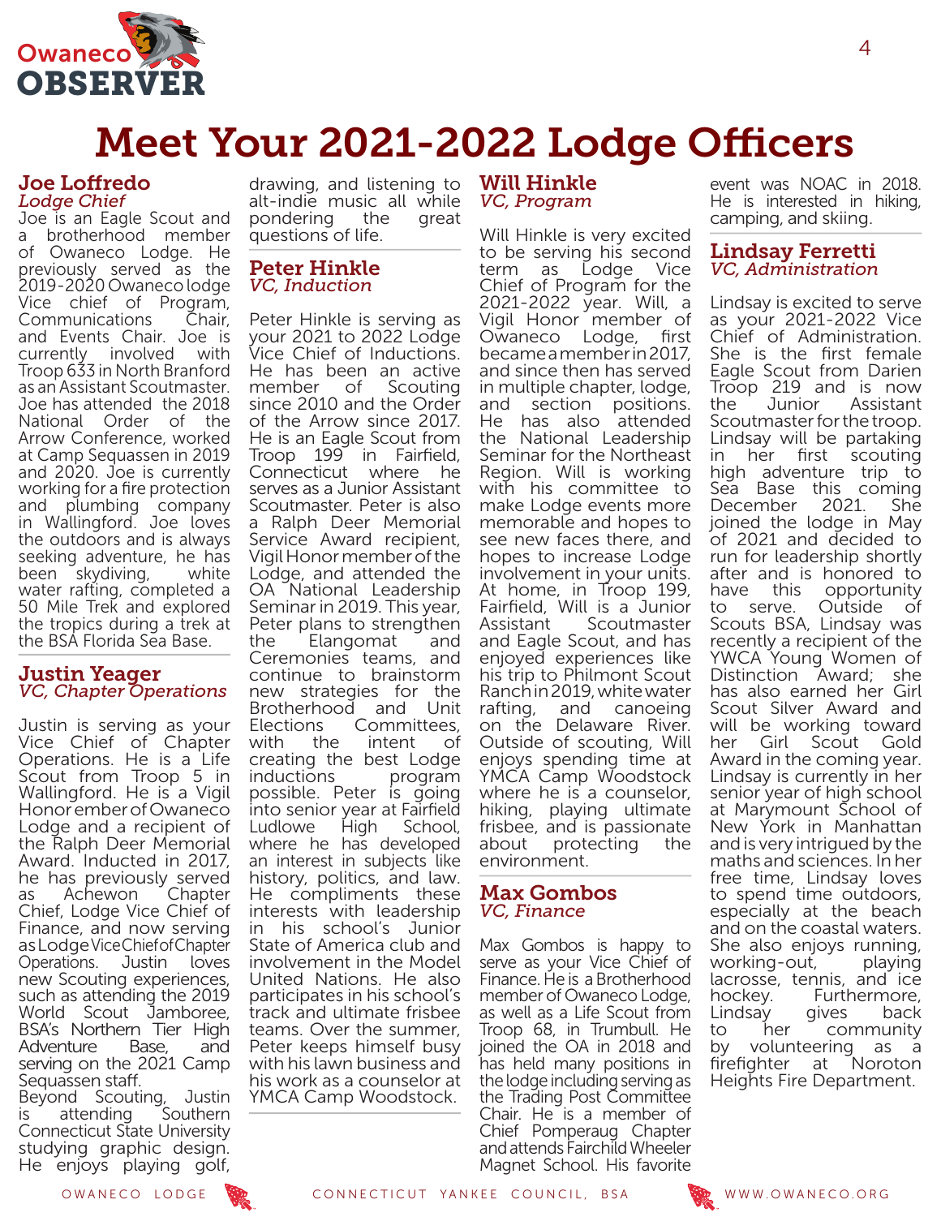# Meet Your 2021-2022 Lodge Officers

## Joe Loffredo
*Lodge Chief*

Joe is an Eagle Scout and a brotherhood member of Owaneco Lodge. He previously served as the 2019-2020 Owaneco lodge Vice chief of Program, Communications Chair, and Events Chair. Joe is currently involved with Troop 633 in North Branford as an Assistant Scoutmaster. Joe has attended the 2018 National Order of the Arrow Conference, worked at Camp Sequassen in 2019 and 2020. Joe is currently working for a fire protection and plumbing company in Wallingford. Joe loves the outdoors and is always seeking adventure, he has been skydiving, white water rafting, completed a 50 Mile Trek and explored the tropics during a trek at the BSA Florida Sea Base.

## Justin Yeager
*VC, Chapter Operations*

Justin is serving as your Vice Chief of Chapter Operations. He is a Life Scout from Troop 5 in Wallingford. He is a Vigil Honor ember of Owaneco Lodge and a recipient of the Ralph Deer Memorial Award. Inducted in 2017, he has previously served as Achewon Chapter Chief, Lodge Vice Chief of Finance, and now serving as Lodge Vice Chief of Chapter Operations. Justin loves new Scouting experiences, such as attending the 2019 World Scout Jamboree, BSA's Northern Tier High Adventure Base, and serving on the 2021 Camp Sequassen staff.
Beyond Scouting, Justin is attending Southern Connecticut State University studying graphic design. He enjoys playing golf, drawing, and listening to alt-indie music all while pondering the great questions of life.

## Peter Hinkle
*VC, Induction*

Peter Hinkle is serving as your 2021 to 2022 Lodge Vice Chief of Inductions. He has been an active member of Scouting since 2010 and the Order of the Arrow since 2017. He is an Eagle Scout from Troop 199 in Fairfield, Connecticut where he serves as a Junior Assistant Scoutmaster. Peter is also a Ralph Deer Memorial Service Award recipient, Vigil Honor member of the Lodge, and attended the OA National Leadership Seminar in 2019. This year, Peter plans to strengthen the Elangomat and Ceremonies teams, and continue to brainstorm new strategies for the Brotherhood and Unit Elections Committees, with the intent of creating the best Lodge inductions program possible. Peter is going into senior year at Fairfield Ludlowe High School, where he has developed an interest in subjects like history, politics, and law. He compliments these interests with leadership in his school's Junior State of America club and involvement in the Model United Nations. He also participates in his school's track and ultimate frisbee teams. Over the summer, Peter keeps himself busy with his lawn business and his work as a counselor at YMCA Camp Woodstock.

## Will Hinkle
*VC, Program*

Will Hinkle is very excited to be serving his second term as Lodge Vice Chief of Program for the 2021-2022 year. Will, a Vigil Honor member of Owaneco Lodge, first became a member in 2017, and since then has served in multiple chapter, lodge, and section positions. He has also attended the National Leadership Seminar for the Northeast Region. Will is working with his committee to make Lodge events more memorable and hopes to see new faces there, and hopes to increase Lodge involvement in your units. At home, in Troop 199, Fairfield, Will is a Junior Assistant Scoutmaster and Eagle Scout, and has enjoyed experiences like his trip to Philmont Scout Ranch in 2019, white water rafting, and canoeing on the Delaware River. Outside of scouting, Will enjoys spending time at YMCA Camp Woodstock where he is a counselor, hiking, playing ultimate frisbee, and is passionate about protecting the environment.

## Max Gombos
*VC, Finance*

Max Gombos is happy to serve as your Vice Chief of Finance. He is a Brotherhood member of Owaneco Lodge, as well as a Life Scout from Troop 68, in Trumbull. He joined the OA in 2018 and has held many positions in the lodge including serving as the Trading Post Committee Chair. He is a member of Chief Pomperaug Chapter and attends Fairchild Wheeler Magnet School. His favorite event was NOAC in 2018. He is interested in hiking, camping, and skiing.

## Lindsay Ferretti
*VC, Administration*

Lindsay is excited to serve as your 2021-2022 Vice Chief of Administration. She is the first female Eagle Scout from Darien Troop 219 and is now the Junior Assistant Scoutmaster for the troop. Lindsay will be partaking in her first scouting high adventure trip to Sea Base this coming December 2021. She joined the lodge in May of 2021 and decided to run for leadership shortly after and is honored to have this opportunity to serve. Outside of Scouts BSA, Lindsay was recently a recipient of the YWCA Young Women of Distinction Award; she has also earned her Girl Scout Silver Award and will be working toward her Girl Scout Gold Award in the coming year. Lindsay is currently in her senior year of high school at Marymount School of New York in Manhattan and is very intrigued by the maths and sciences. In her free time, Lindsay loves to spend time outdoors, especially at the beach and on the coastal waters. She also enjoys running, working-out, playing lacrosse, tennis, and ice hockey. Furthermore, Lindsay gives back to her community by volunteering as a firefighter at Noroton Heights Fire Department.